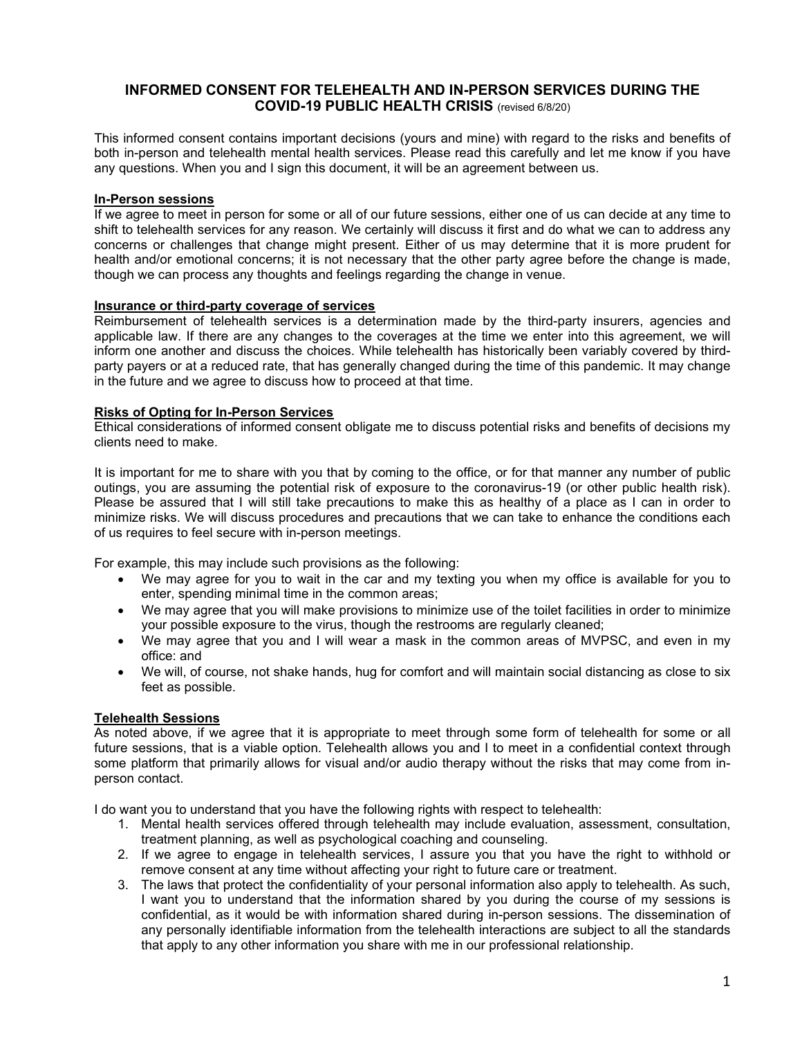# INFORMED CONSENT FOR TELEHEALTH AND IN-PERSON SERVICES DURING THE COVID-19 PUBLIC HEALTH CRISIS (revised 6/8/20)

This informed consent contains important decisions (yours and mine) with regard to the risks and benefits of both in-person and telehealth mental health services. Please read this carefully and let me know if you have any questions. When you and I sign this document, it will be an agreement between us.

**In-Person sessions**

If we agree to meet in person for some or all of our future sessions, either one of us can decide at any time to shift to telehealth services for any reason. We certainly will discuss it first and do what we can to address any concerns or challenges that change might present. Either of us may determine that it is more prudent for health and/or emotional concerns; it is not necessary that the other party agree before the change is made, though we can process any thoughts and feelings regarding the change in venue.

**Insurance or third-party coverage of services**

Reimbursement of telehealth services is a determination made by the third-party insurers, agencies and applicable law. If there are any changes to the coverages at the time we enter into this agreement, we will inform one another and discuss the choices. While telehealth has historically been variably covered by third-party payers or at a reduced rate, that has generally changed during the time of this pandemic. It may change in the future and we agree to discuss how to proceed at that time.

**Risks of Opting for In-Person Services**

Ethical considerations of informed consent obligate me to discuss potential risks and benefits of decisions my clients need to make.

It is important for me to share with you that by coming to the office, or for that manner any number of public outings, you are assuming the potential risk of exposure to the coronavirus-19 (or other public health risk). Please be assured that I will still take precautions to make this as healthy of a place as I can in order to minimize risks. We will discuss procedures and precautions that we can take to enhance the conditions each of us requires to feel secure with in-person meetings.

For example, this may include such provisions as the following:

- We may agree for you to wait in the car and my texting you when my office is available for you to enter, spending minimal time in the common areas;
- We may agree that you will make provisions to minimize use of the toilet facilities in order to minimize your possible exposure to the virus, though the restrooms are regularly cleaned;
- We may agree that you and I will wear a mask in the common areas of MVPSC, and even in my office: and
- We will, of course, not shake hands, hug for comfort and will maintain social distancing as close to six feet as possible.

**Telehealth Sessions**

As noted above, if we agree that it is appropriate to meet through some form of telehealth for some or all future sessions, that is a viable option. Telehealth allows you and I to meet in a confidential context through some platform that primarily allows for visual and/or audio therapy without the risks that may come from in-person contact.

I do want you to understand that you have the following rights with respect to telehealth:

1. Mental health services offered through telehealth may include evaluation, assessment, consultation, treatment planning, as well as psychological coaching and counseling.
2. If we agree to engage in telehealth services, I assure you that you have the right to withhold or remove consent at any time without affecting your right to future care or treatment.
3. The laws that protect the confidentiality of your personal information also apply to telehealth. As such, I want you to understand that the information shared by you during the course of my sessions is confidential, as it would be with information shared during in-person sessions. The dissemination of any personally identifiable information from the telehealth interactions are subject to all the standards that apply to any other information you share with me in our professional relationship.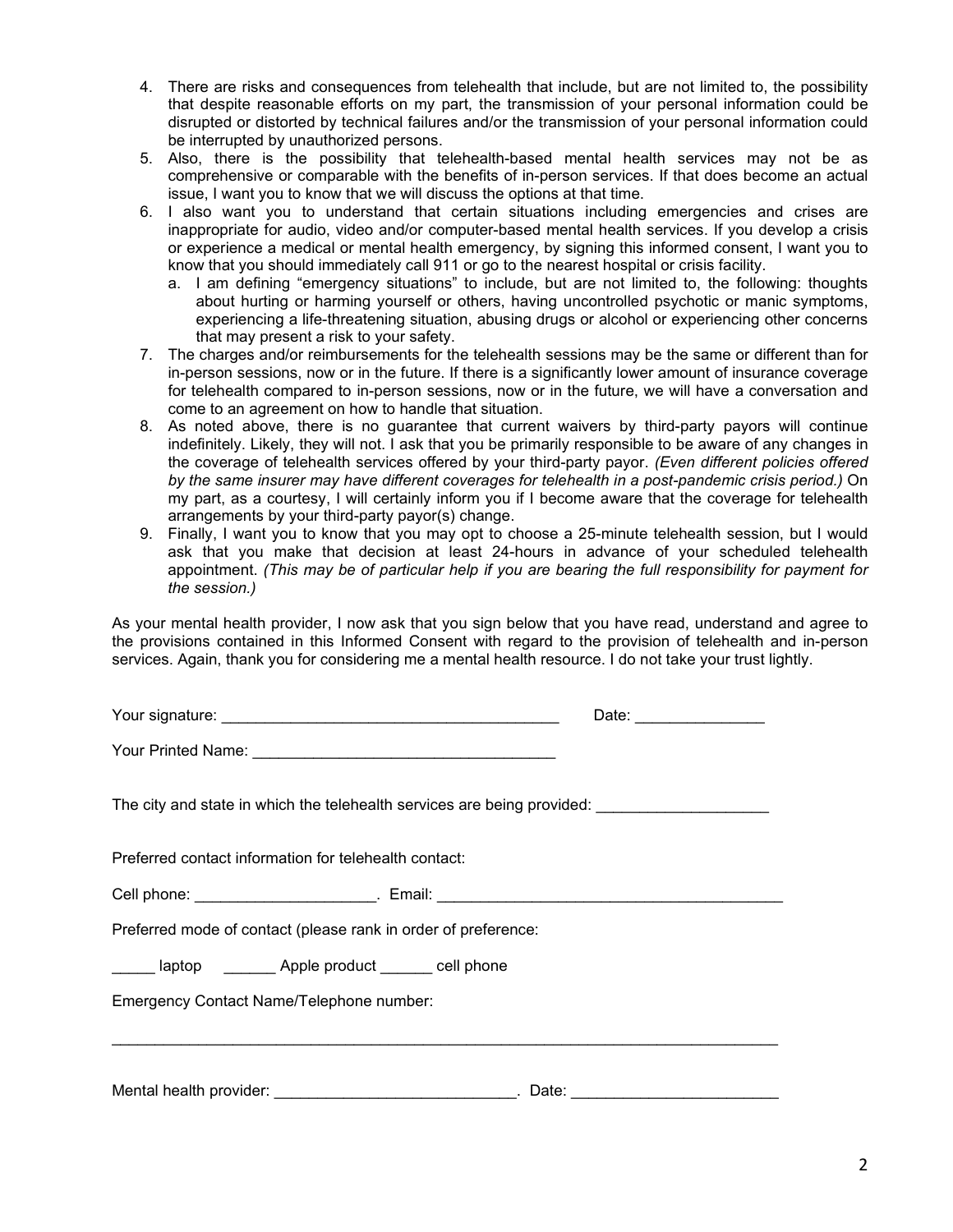4. There are risks and consequences from telehealth that include, but are not limited to, the possibility that despite reasonable efforts on my part, the transmission of your personal information could be disrupted or distorted by technical failures and/or the transmission of your personal information could be interrupted by unauthorized persons.
5. Also, there is the possibility that telehealth-based mental health services may not be as comprehensive or comparable with the benefits of in-person services. If that does become an actual issue, I want you to know that we will discuss the options at that time.
6. I also want you to understand that certain situations including emergencies and crises are inappropriate for audio, video and/or computer-based mental health services. If you develop a crisis or experience a medical or mental health emergency, by signing this informed consent, I want you to know that you should immediately call 911 or go to the nearest hospital or crisis facility.
   a. I am defining "emergency situations" to include, but are not limited to, the following: thoughts about hurting or harming yourself or others, having uncontrolled psychotic or manic symptoms, experiencing a life-threatening situation, abusing drugs or alcohol or experiencing other concerns that may present a risk to your safety.
7. The charges and/or reimbursements for the telehealth sessions may be the same or different than for in-person sessions, now or in the future. If there is a significantly lower amount of insurance coverage for telehealth compared to in-person sessions, now or in the future, we will have a conversation and come to an agreement on how to handle that situation.
8. As noted above, there is no guarantee that current waivers by third-party payors will continue indefinitely. Likely, they will not. I ask that you be primarily responsible to be aware of any changes in the coverage of telehealth services offered by your third-party payor. *(Even different policies offered by the same insurer may have different coverages for telehealth in a post-pandemic crisis period.)* On my part, as a courtesy, I will certainly inform you if I become aware that the coverage for telehealth arrangements by your third-party payor(s) change.
9. Finally, I want you to know that you may opt to choose a 25-minute telehealth session, but I would ask that you make that decision at least 24-hours in advance of your scheduled telehealth appointment. *(This may be of particular help if you are bearing the full responsibility for payment for the session.)*

As your mental health provider, I now ask that you sign below that you have read, understand and agree to the provisions contained in this Informed Consent with regard to the provision of telehealth and in-person services. Again, thank you for considering me a mental health resource. I do not take your trust lightly.

Your signature: ________________________________________ Date: _______________

Your Printed Name: ____________________________________

The city and state in which the telehealth services are being provided: ____________________

Preferred contact information for telehealth contact:

Cell phone: _____________________. Email: __________________________________________

Preferred mode of contact (please rank in order of preference:

_____ laptop ______ Apple product ______ cell phone

Emergency Contact Name/Telephone number:

________________________________________________________________________________

Mental health provider: ____________________________. Date: ________________________